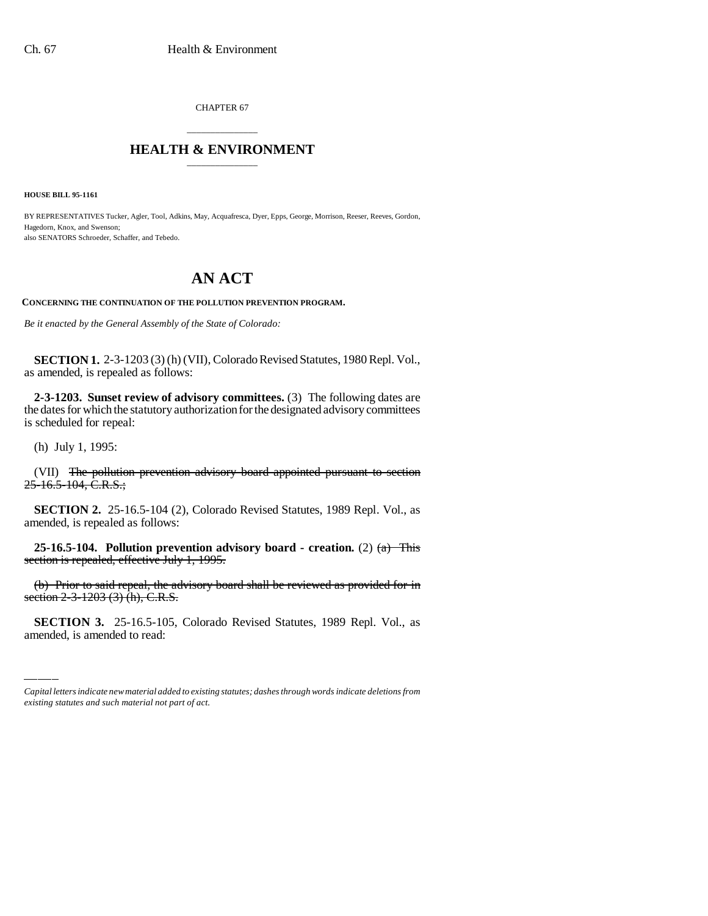CHAPTER 67

## HEALTH & ENVIRONMENT

**HOUSE BILL 95-1161**

BY REPRESENTATIVES Tucker, Agler, Tool, Adkins, May, Acquafresca, Dyer, Epps, George, Morrison, Reeser, Reeves, Gordon, Hagedorn, Knox, and Swenson;
also SENATORS Schroeder, Schaffer, and Tebedo.

# AN ACT

**CONCERNING THE CONTINUATION OF THE POLLUTION PREVENTION PROGRAM.**

*Be it enacted by the General Assembly of the State of Colorado:*

**SECTION 1.** 2-3-1203 (3) (h) (VII), Colorado Revised Statutes, 1980 Repl. Vol., as amended, is repealed as follows:

**2-3-1203. Sunset review of advisory committees.** (3) The following dates are the dates for which the statutory authorization for the designated advisory committees is scheduled for repeal:

(h) July 1, 1995:

(VII) ~~The pollution prevention advisory board appointed pursuant to section 25-16.5-104, C.R.S.;~~

**SECTION 2.** 25-16.5-104 (2), Colorado Revised Statutes, 1989 Repl. Vol., as amended, is repealed as follows:

**25-16.5-104. Pollution prevention advisory board - creation.** (2) ~~(a) This section is repealed, effective July 1, 1995.~~

~~(b) Prior to said repeal, the advisory board shall be reviewed as provided for in section 2-3-1203 (3) (h), C.R.S.~~

**SECTION 3.** 25-16.5-105, Colorado Revised Statutes, 1989 Repl. Vol., as amended, is amended to read:

*Capital letters indicate new material added to existing statutes; dashes through words indicate deletions from existing statutes and such material not part of act.*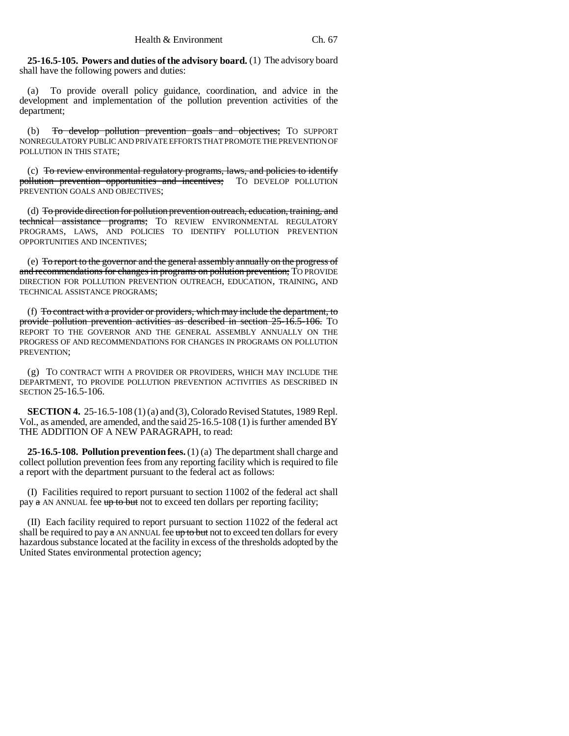**25-16.5-105. Powers and duties of the advisory board.** (1) The advisory board shall have the following powers and duties:

(a) To provide overall policy guidance, coordination, and advice in the development and implementation of the pollution prevention activities of the department;

(b) ~~To develop pollution prevention goals and objectives;~~ TO SUPPORT NONREGULATORY PUBLIC AND PRIVATE EFFORTS THAT PROMOTE THE PREVENTION OF POLLUTION IN THIS STATE;

(c) ~~To review environmental regulatory programs, laws, and policies to identify pollution prevention opportunities and incentives;~~ TO DEVELOP POLLUTION PREVENTION GOALS AND OBJECTIVES;

(d) ~~To provide direction for pollution prevention outreach, education, training, and technical assistance programs;~~ TO REVIEW ENVIRONMENTAL REGULATORY PROGRAMS, LAWS, AND POLICIES TO IDENTIFY POLLUTION PREVENTION OPPORTUNITIES AND INCENTIVES;

(e) ~~To report to the governor and the general assembly annually on the progress of and recommendations for changes in programs on pollution prevention;~~ TO PROVIDE DIRECTION FOR POLLUTION PREVENTION OUTREACH, EDUCATION, TRAINING, AND TECHNICAL ASSISTANCE PROGRAMS;

(f) ~~To contract with a provider or providers, which may include the department, to provide pollution prevention activities as described in section 25-16.5-106.~~ TO REPORT TO THE GOVERNOR AND THE GENERAL ASSEMBLY ANNUALLY ON THE PROGRESS OF AND RECOMMENDATIONS FOR CHANGES IN PROGRAMS ON POLLUTION PREVENTION;

(g) TO CONTRACT WITH A PROVIDER OR PROVIDERS, WHICH MAY INCLUDE THE DEPARTMENT, TO PROVIDE POLLUTION PREVENTION ACTIVITIES AS DESCRIBED IN SECTION 25-16.5-106.

**SECTION 4.** 25-16.5-108 (1) (a) and (3), Colorado Revised Statutes, 1989 Repl. Vol., as amended, are amended, and the said 25-16.5-108 (1) is further amended BY THE ADDITION OF A NEW PARAGRAPH, to read:

**25-16.5-108. Pollution prevention fees.** (1) (a) The department shall charge and collect pollution prevention fees from any reporting facility which is required to file a report with the department pursuant to the federal act as follows:

(I) Facilities required to report pursuant to section 11002 of the federal act shall pay ~~a~~ AN ANNUAL fee ~~up to but~~ not to exceed ten dollars per reporting facility;

(II) Each facility required to report pursuant to section 11022 of the federal act shall be required to pay ~~a~~ AN ANNUAL fee ~~up to but~~ not to exceed ten dollars for every hazardous substance located at the facility in excess of the thresholds adopted by the United States environmental protection agency;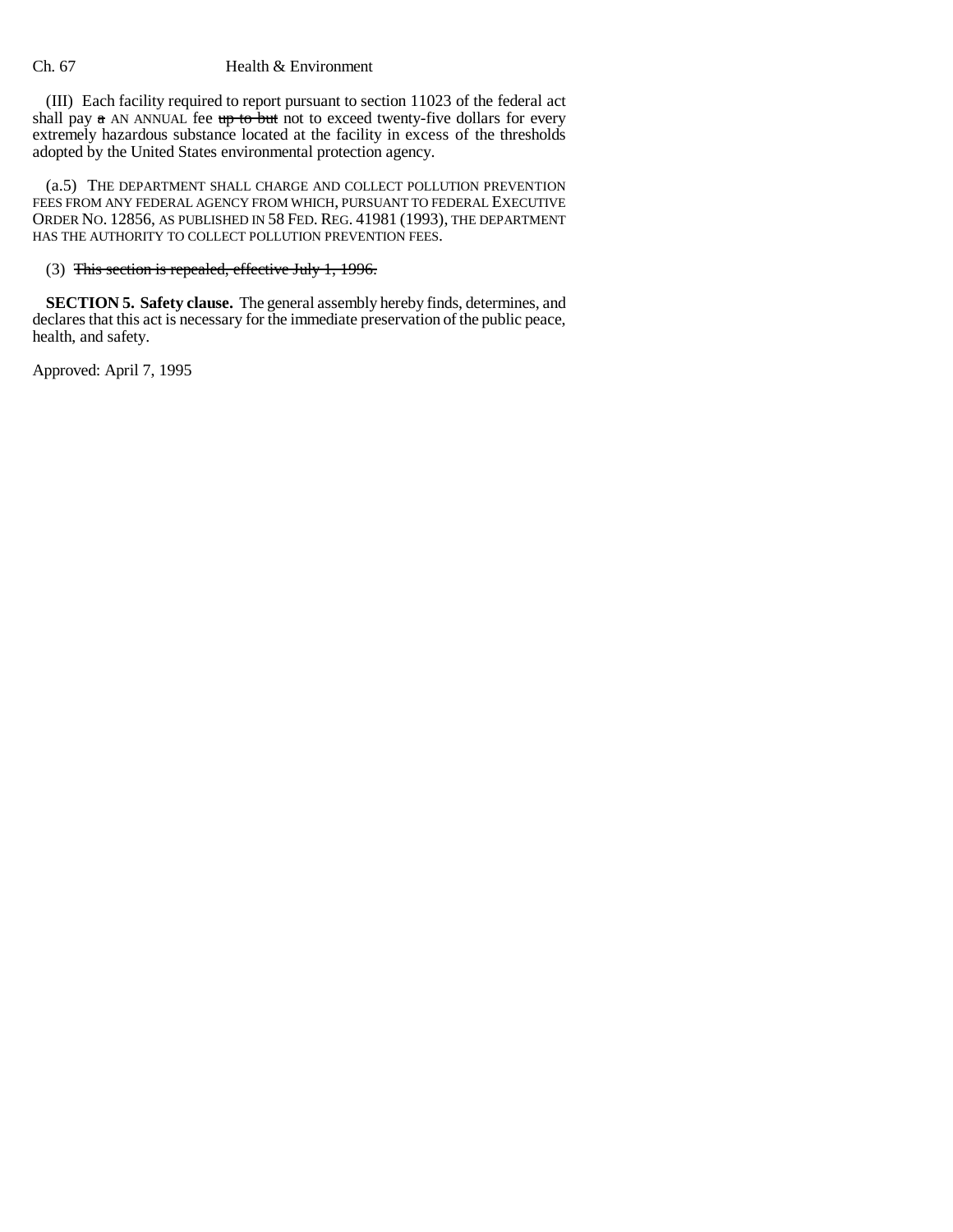(III) Each facility required to report pursuant to section 11023 of the federal act shall pay ~~a~~ AN ANNUAL fee ~~up to but~~ not to exceed twenty-five dollars for every extremely hazardous substance located at the facility in excess of the thresholds adopted by the United States environmental protection agency.

(a.5) THE DEPARTMENT SHALL CHARGE AND COLLECT POLLUTION PREVENTION FEES FROM ANY FEDERAL AGENCY FROM WHICH, PURSUANT TO FEDERAL EXECUTIVE ORDER NO. 12856, AS PUBLISHED IN 58 FED. REG. 41981 (1993), THE DEPARTMENT HAS THE AUTHORITY TO COLLECT POLLUTION PREVENTION FEES.

(3) ~~This section is repealed, effective July 1, 1996.~~

**SECTION 5. Safety clause.** The general assembly hereby finds, determines, and declares that this act is necessary for the immediate preservation of the public peace, health, and safety.

Approved: April 7, 1995